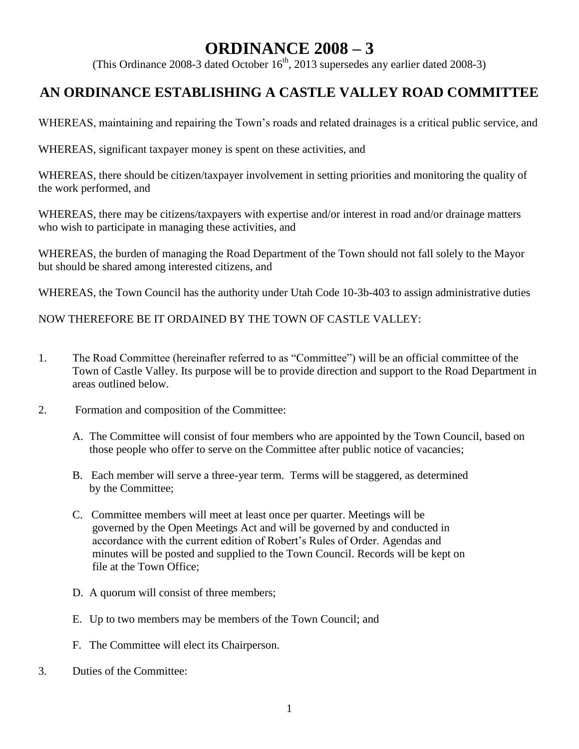# ORDINANCE 2008 – 3

(This Ordinance 2008-3 dated October 16th, 2013 supersedes any earlier dated 2008-3)

## AN ORDINANCE ESTABLISHING A CASTLE VALLEY ROAD COMMITTEE

WHEREAS, maintaining and repairing the Town's roads and related drainages is a critical public service, and

WHEREAS, significant taxpayer money is spent on these activities, and

WHEREAS, there should be citizen/taxpayer involvement in setting priorities and monitoring the quality of the work performed, and

WHEREAS, there may be citizens/taxpayers with expertise and/or interest in road and/or drainage matters who wish to participate in managing these activities, and

WHEREAS, the burden of managing the Road Department of the Town should not fall solely to the Mayor but should be shared among interested citizens, and

WHEREAS, the Town Council has the authority under Utah Code 10-3b-403 to assign administrative duties

NOW THEREFORE BE IT ORDAINED BY THE TOWN OF CASTLE VALLEY:

1. The Road Committee (hereinafter referred to as "Committee") will be an official committee of the Town of Castle Valley. Its purpose will be to provide direction and support to the Road Department in areas outlined below.

2. Formation and composition of the Committee:

   A. The Committee will consist of four members who are appointed by the Town Council, based on those people who offer to serve on the Committee after public notice of vacancies;

   B. Each member will serve a three-year term. Terms will be staggered, as determined by the Committee;

   C. Committee members will meet at least once per quarter. Meetings will be governed by the Open Meetings Act and will be governed by and conducted in accordance with the current edition of Robert's Rules of Order. Agendas and minutes will be posted and supplied to the Town Council. Records will be kept on file at the Town Office;

   D. A quorum will consist of three members;

   E. Up to two members may be members of the Town Council; and

   F. The Committee will elect its Chairperson.

3. Duties of the Committee: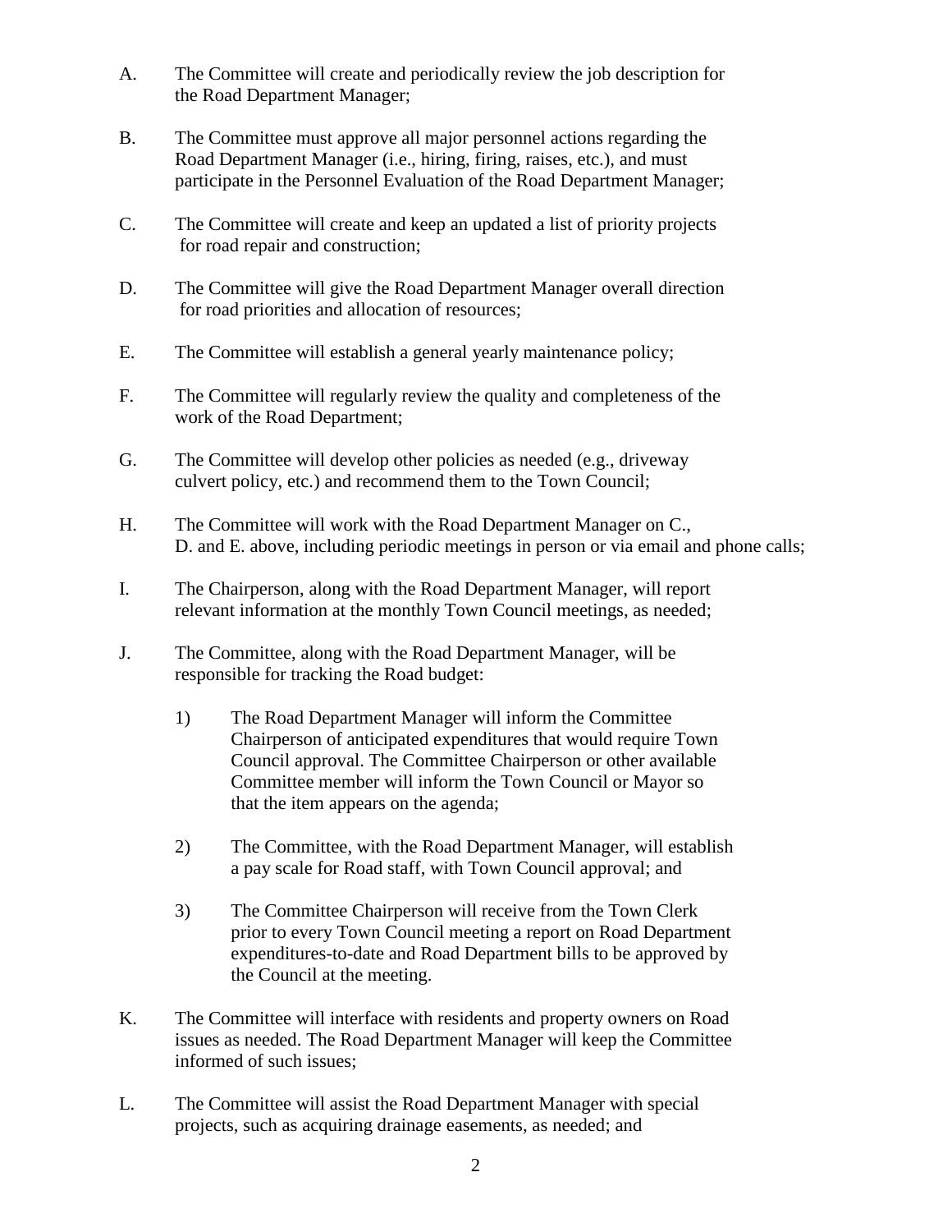A. The Committee will create and periodically review the job description for the Road Department Manager;

B. The Committee must approve all major personnel actions regarding the Road Department Manager (i.e., hiring, firing, raises, etc.), and must participate in the Personnel Evaluation of the Road Department Manager;

C. The Committee will create and keep an updated a list of priority projects for road repair and construction;

D. The Committee will give the Road Department Manager overall direction for road priorities and allocation of resources;

E. The Committee will establish a general yearly maintenance policy;

F. The Committee will regularly review the quality and completeness of the work of the Road Department;

G. The Committee will develop other policies as needed (e.g., driveway culvert policy, etc.) and recommend them to the Town Council;

H. The Committee will work with the Road Department Manager on C., D. and E. above, including periodic meetings in person or via email and phone calls;

I. The Chairperson, along with the Road Department Manager, will report relevant information at the monthly Town Council meetings, as needed;

J. The Committee, along with the Road Department Manager, will be responsible for tracking the Road budget:

   1) The Road Department Manager will inform the Committee Chairperson of anticipated expenditures that would require Town Council approval. The Committee Chairperson or other available Committee member will inform the Town Council or Mayor so that the item appears on the agenda;

   2) The Committee, with the Road Department Manager, will establish a pay scale for Road staff, with Town Council approval; and

   3) The Committee Chairperson will receive from the Town Clerk prior to every Town Council meeting a report on Road Department expenditures-to-date and Road Department bills to be approved by the Council at the meeting.

K. The Committee will interface with residents and property owners on Road issues as needed. The Road Department Manager will keep the Committee informed of such issues;

L. The Committee will assist the Road Department Manager with special projects, such as acquiring drainage easements, as needed; and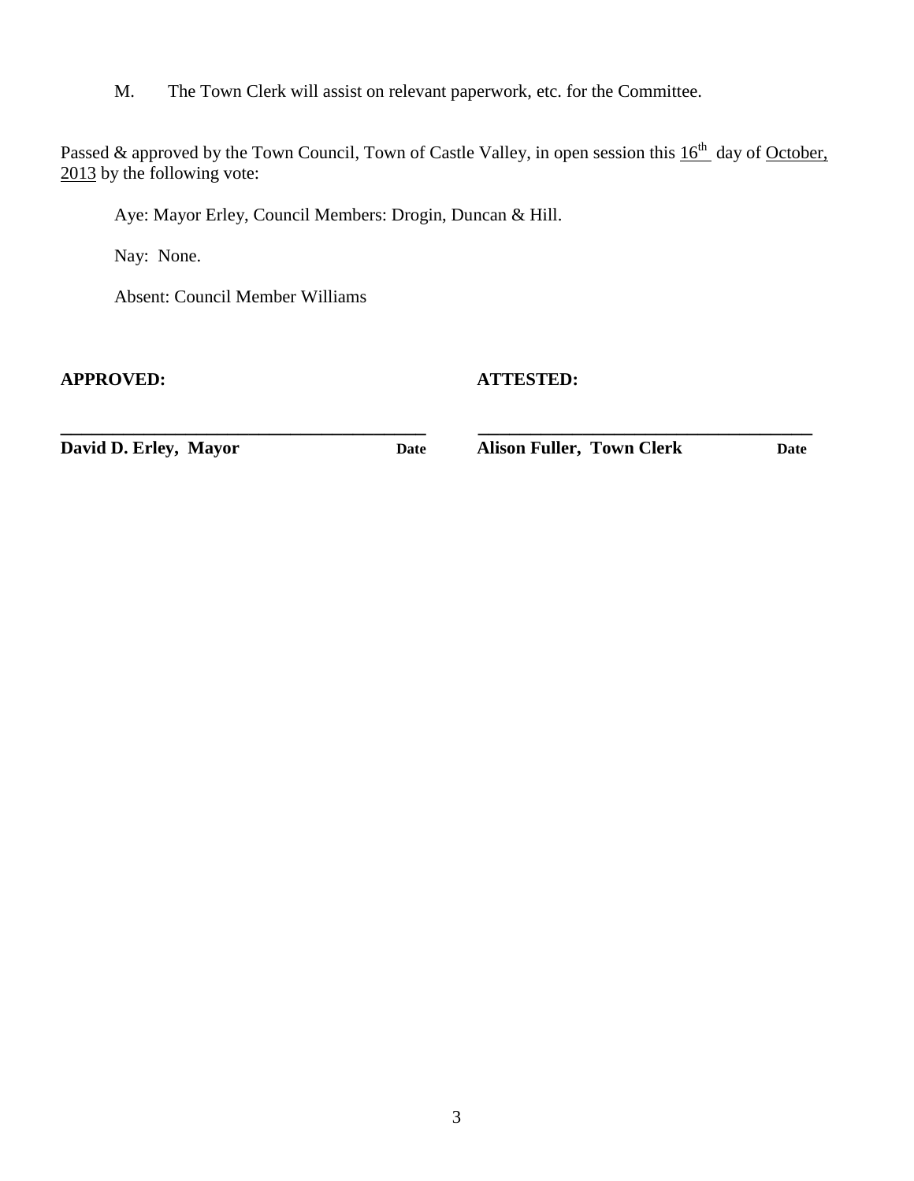M. The Town Clerk will assist on relevant paperwork, etc. for the Committee.

Passed & approved by the Town Council, Town of Castle Valley, in open session this 16th day of October, 2013 by the following vote:

Aye: Mayor Erley, Council Members: Drogin, Duncan & Hill.

Nay: None.

Absent: Council Member Williams

**APPROVED:**

\_\_\_\_\_\_\_\_\_\_\_\_\_\_\_\_\_\_\_\_\_\_\_\_\_\_\_\_\_\_\_\_\_\_\_\_\_\_\_\_

**David D. Erley, Mayor** **Date**

**ATTESTED:**

\_\_\_\_\_\_\_\_\_\_\_\_\_\_\_\_\_\_\_\_\_\_\_\_\_\_\_\_\_\_\_\_\_\_\_\_\_\_\_\_

**Alison Fuller, Town Clerk** **Date**